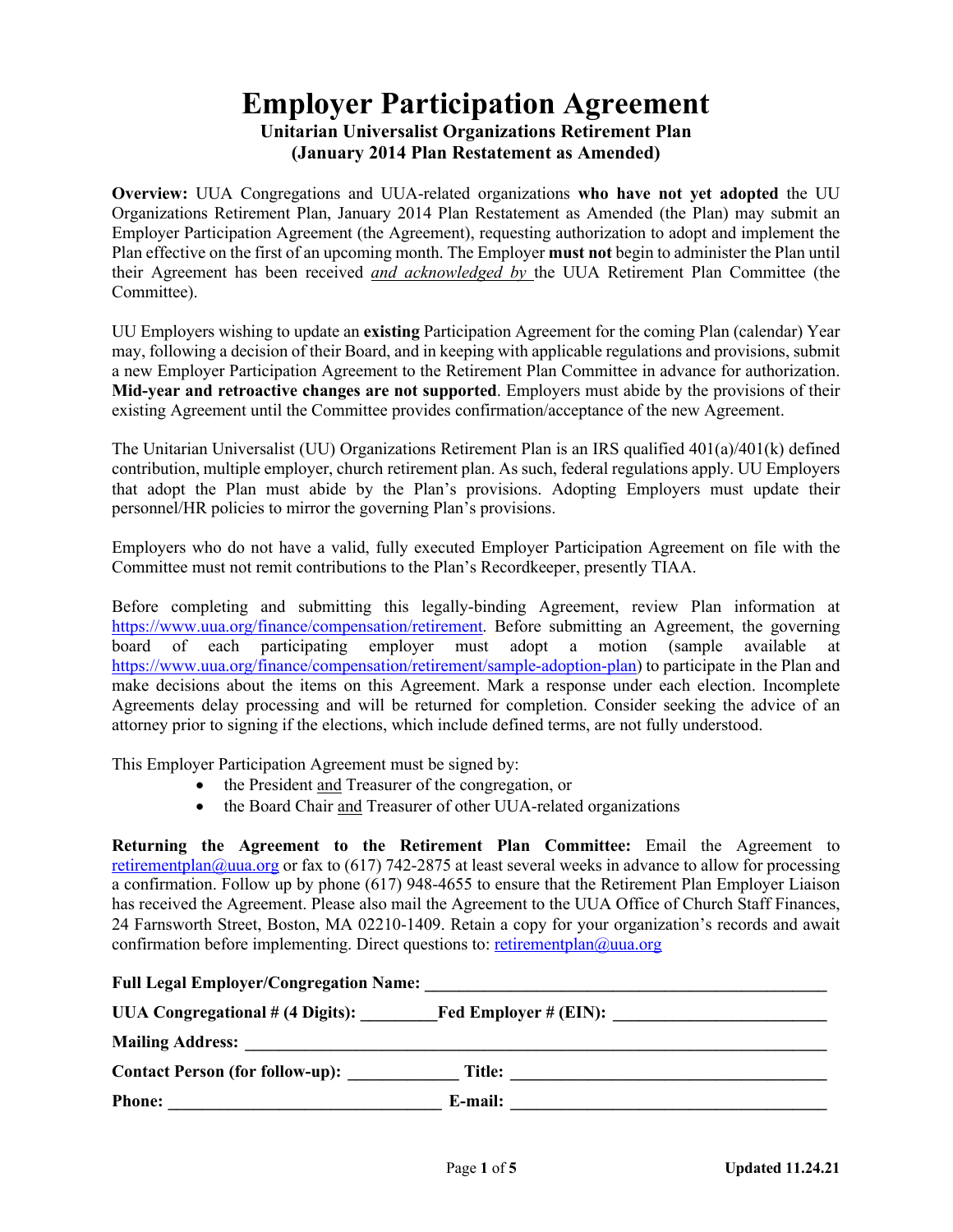# Employer Participation Agreement

### Unitarian Universalist Organizations Retirement Plan
### (January 2014 Plan Restatement as Amended)

**Overview:** UUA Congregations and UUA-related organizations **who have not yet adopted** the UU Organizations Retirement Plan, January 2014 Plan Restatement as Amended (the Plan) may submit an Employer Participation Agreement (the Agreement), requesting authorization to adopt and implement the Plan effective on the first of an upcoming month. The Employer **must not** begin to administer the Plan until their Agreement has been received *and acknowledged by* the UUA Retirement Plan Committee (the Committee).

UU Employers wishing to update an **existing** Participation Agreement for the coming Plan (calendar) Year may, following a decision of their Board, and in keeping with applicable regulations and provisions, submit a new Employer Participation Agreement to the Retirement Plan Committee in advance for authorization. **Mid-year and retroactive changes are not supported**. Employers must abide by the provisions of their existing Agreement until the Committee provides confirmation/acceptance of the new Agreement.

The Unitarian Universalist (UU) Organizations Retirement Plan is an IRS qualified 401(a)/401(k) defined contribution, multiple employer, church retirement plan. As such, federal regulations apply. UU Employers that adopt the Plan must abide by the Plan's provisions. Adopting Employers must update their personnel/HR policies to mirror the governing Plan's provisions.

Employers who do not have a valid, fully executed Employer Participation Agreement on file with the Committee must not remit contributions to the Plan's Recordkeeper, presently TIAA.

Before completing and submitting this legally-binding Agreement, review Plan information at https://www.uua.org/finance/compensation/retirement. Before submitting an Agreement, the governing board of each participating employer must adopt a motion (sample available at https://www.uua.org/finance/compensation/retirement/sample-adoption-plan) to participate in the Plan and make decisions about the items on this Agreement. Mark a response under each election. Incomplete Agreements delay processing and will be returned for completion. Consider seeking the advice of an attorney prior to signing if the elections, which include defined terms, are not fully understood.

This Employer Participation Agreement must be signed by:

- the President and Treasurer of the congregation, or
- the Board Chair and Treasurer of other UUA-related organizations

**Returning the Agreement to the Retirement Plan Committee:** Email the Agreement to retirementplan@uua.org or fax to (617) 742-2875 at least several weeks in advance to allow for processing a confirmation. Follow up by phone (617) 948-4655 to ensure that the Retirement Plan Employer Liaison has received the Agreement. Please also mail the Agreement to the UUA Office of Church Staff Finances, 24 Farnsworth Street, Boston, MA 02210-1409. Retain a copy for your organization's records and await confirmation before implementing. Direct questions to: retirementplan@uua.org

**Full Legal Employer/Congregation Name:** ________________________________________________

**UUA Congregational # (4 Digits):** _________ **Fed Employer # (EIN):** _________________________

**Mailing Address:** _________________________________________________________________________

**Contact Person (for follow-up):** _____________ **Title:** ______________________________________

**Phone:** ________________________________ **E-mail:** _____________________________________

Updated 11.24.21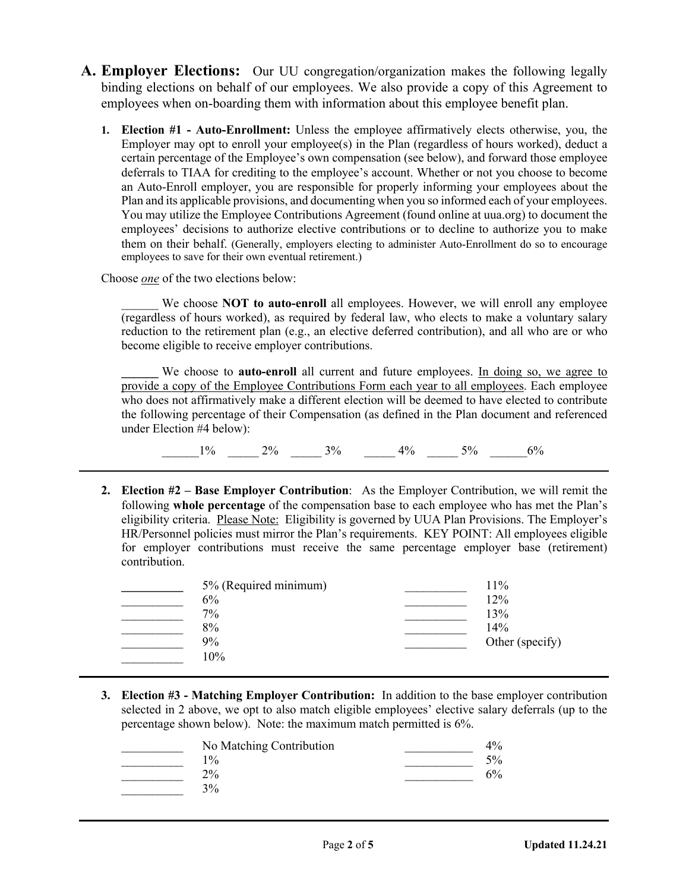## A. Employer Elections:

Our UU congregation/organization makes the following legally binding elections on behalf of our employees. We also provide a copy of this Agreement to employees when on-boarding them with information about this employee benefit plan.

1. **Election #1 - Auto-Enrollment:** Unless the employee affirmatively elects otherwise, you, the Employer may opt to enroll your employee(s) in the Plan (regardless of hours worked), deduct a certain percentage of the Employee's own compensation (see below), and forward those employee deferrals to TIAA for crediting to the employee's account. Whether or not you choose to become an Auto-Enroll employer, you are responsible for properly informing your employees about the Plan and its applicable provisions, and documenting when you so informed each of your employees. You may utilize the Employee Contributions Agreement (found online at uua.org) to document the employees' decisions to authorize elective contributions or to decline to authorize you to make them on their behalf. (Generally, employers electing to administer Auto-Enrollment do so to encourage employees to save for their own eventual retirement.)

Choose *one* of the two elections below:

______ We choose **NOT to auto-enroll** all employees. However, we will enroll any employee (regardless of hours worked), as required by federal law, who elects to make a voluntary salary reduction to the retirement plan (e.g., an elective deferred contribution), and all who are or who become eligible to receive employer contributions.

______ We choose to **auto-enroll** all current and future employees. In doing so, we agree to provide a copy of the Employee Contributions Form each year to all employees. Each employee who does not affirmatively make a different election will be deemed to have elected to contribute the following percentage of their Compensation (as defined in the Plan document and referenced under Election #4 below):

______1% _____ 2% _____ 3% _____ 4% _____ 5% ______6%

2. **Election #2 – Base Employer Contribution**: As the Employer Contribution, we will remit the following **whole percentage** of the compensation base to each employee who has met the Plan's eligibility criteria. Please Note: Eligibility is governed by UUA Plan Provisions. The Employer's HR/Personnel policies must mirror the Plan's requirements. KEY POINT: All employees eligible for employer contributions must receive the same percentage employer base (retirement) contribution.

__________ 5% (Required minimum)
__________ 6%
__________ 7%
__________ 8%
__________ 9%
__________ 10%
__________ 11%
__________ 12%
__________ 13%
__________ 14%
__________ Other (specify)

3. **Election #3 - Matching Employer Contribution:** In addition to the base employer contribution selected in 2 above, we opt to also match eligible employees' elective salary deferrals (up to the percentage shown below). Note: the maximum match permitted is 6%.

__________ No Matching Contribution
__________ 1%
__________ 2%
__________ 3%
__________ 4%
__________ 5%
__________ 6%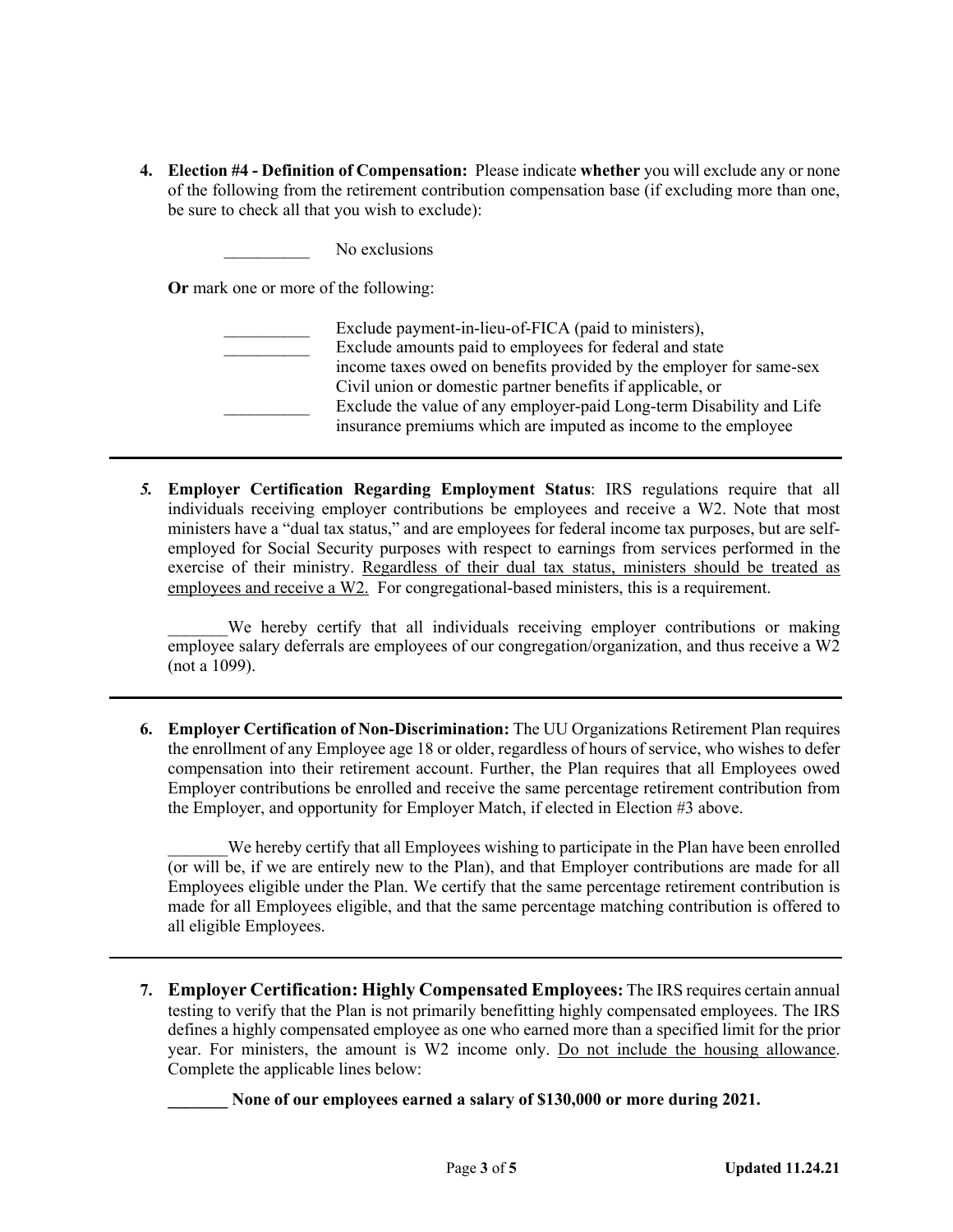4. **Election #4 - Definition of Compensation:** Please indicate **whether** you will exclude any or none of the following from the retirement contribution compensation base (if excluding more than one, be sure to check all that you wish to exclude):

   __________ No exclusions

   **Or** mark one or more of the following:

   __________ Exclude payment-in-lieu-of-FICA (paid to ministers),
   __________ Exclude amounts paid to employees for federal and state income taxes owed on benefits provided by the employer for same-sex Civil union or domestic partner benefits if applicable, or
   __________ Exclude the value of any employer-paid Long-term Disability and Life insurance premiums which are imputed as income to the employee

---

5. **Employer Certification Regarding Employment Status**: IRS regulations require that all individuals receiving employer contributions be employees and receive a W2. Note that most ministers have a "dual tax status," and are employees for federal income tax purposes, but are self-employed for Social Security purposes with respect to earnings from services performed in the exercise of their ministry. Regardless of their dual tax status, ministers should be treated as employees and receive a W2. For congregational-based ministers, this is a requirement.

   _______We hereby certify that all individuals receiving employer contributions or making employee salary deferrals are employees of our congregation/organization, and thus receive a W2 (not a 1099).

---

6. **Employer Certification of Non-Discrimination:** The UU Organizations Retirement Plan requires the enrollment of any Employee age 18 or older, regardless of hours of service, who wishes to defer compensation into their retirement account. Further, the Plan requires that all Employees owed Employer contributions be enrolled and receive the same percentage retirement contribution from the Employer, and opportunity for Employer Match, if elected in Election #3 above.

   _______We hereby certify that all Employees wishing to participate in the Plan have been enrolled (or will be, if we are entirely new to the Plan), and that Employer contributions are made for all Employees eligible under the Plan. We certify that the same percentage retirement contribution is made for all Employees eligible, and that the same percentage matching contribution is offered to all eligible Employees.

---

7. **Employer Certification: Highly Compensated Employees:** The IRS requires certain annual testing to verify that the Plan is not primarily benefitting highly compensated employees. The IRS defines a highly compensated employee as one who earned more than a specified limit for the prior year. For ministers, the amount is W2 income only. Do not include the housing allowance. Complete the applicable lines below:

   **_______ None of our employees earned a salary of $130,000 or more during 2021.**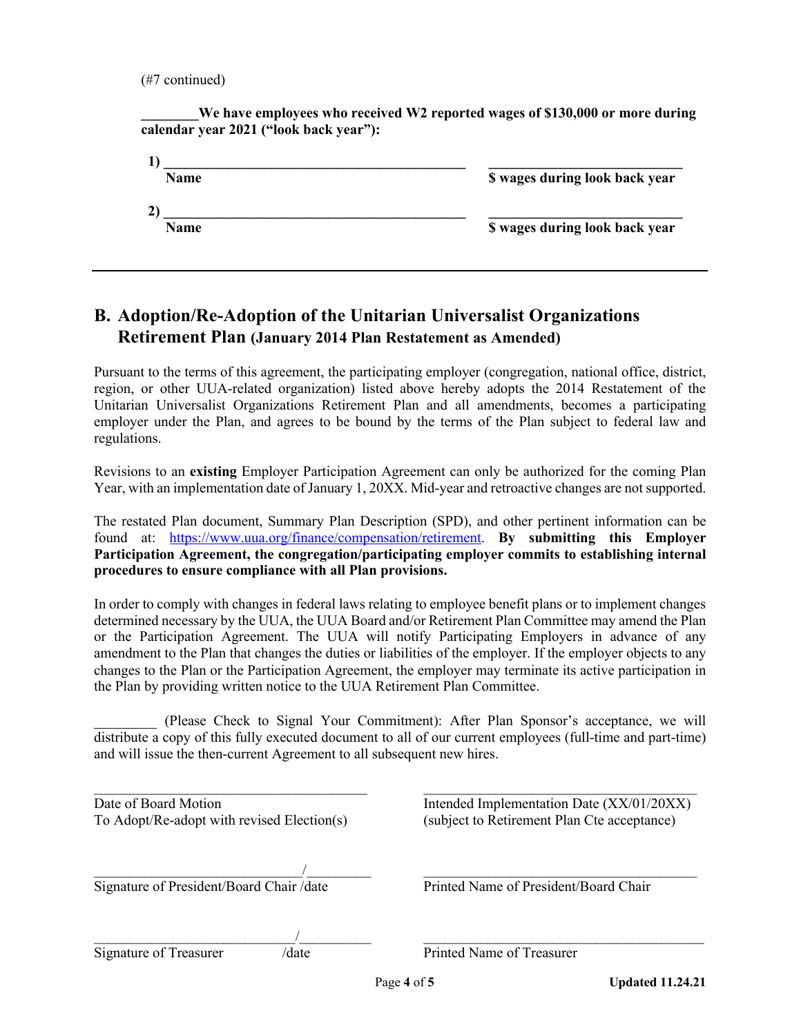(#7 continued)

**________We have employees who received W2 reported wages of $130,000 or more during calendar year 2021 ("look back year"):**

**1)** ____________________________________________ ____________________________
**Name** **$ wages during look back year**

**2)** ____________________________________________ ____________________________
**Name** **$ wages during look back year**

---

## B. Adoption/Re-Adoption of the Unitarian Universalist Organizations Retirement Plan (January 2014 Plan Restatement as Amended)

Pursuant to the terms of this agreement, the participating employer (congregation, national office, district, region, or other UUA-related organization) listed above hereby adopts the 2014 Restatement of the Unitarian Universalist Organizations Retirement Plan and all amendments, becomes a participating employer under the Plan, and agrees to be bound by the terms of the Plan subject to federal law and regulations.

Revisions to an **existing** Employer Participation Agreement can only be authorized for the coming Plan Year, with an implementation date of January 1, 20XX. Mid-year and retroactive changes are not supported.

The restated Plan document, Summary Plan Description (SPD), and other pertinent information can be found at: https://www.uua.org/finance/compensation/retirement. **By submitting this Employer Participation Agreement, the congregation/participating employer commits to establishing internal procedures to ensure compliance with all Plan provisions.**

In order to comply with changes in federal laws relating to employee benefit plans or to implement changes determined necessary by the UUA, the UUA Board and/or Retirement Plan Committee may amend the Plan or the Participation Agreement. The UUA will notify Participating Employers in advance of any amendment to the Plan that changes the duties or liabilities of the employer. If the employer objects to any changes to the Plan or the Participation Agreement, the employer may terminate its active participation in the Plan by providing written notice to the UUA Retirement Plan Committee.

_________ (Please Check to Signal Your Commitment): After Plan Sponsor's acceptance, we will distribute a copy of this fully executed document to all of our current employees (full-time and part-time) and will issue the then-current Agreement to all subsequent new hires.

________________________________________ ________________________________________
Date of Board Motion
To Adopt/Re-adopt with revised Election(s)

Intended Implementation Date (XX/01/20XX)
(subject to Retirement Plan Cte acceptance)

______________________________/_________ ________________________________________
Signature of President/Board Chair /date

Printed Name of President/Board Chair

______________________________/__________ ________________________________________
Signature of Treasurer /date

Printed Name of Treasurer

Updated 11.24.21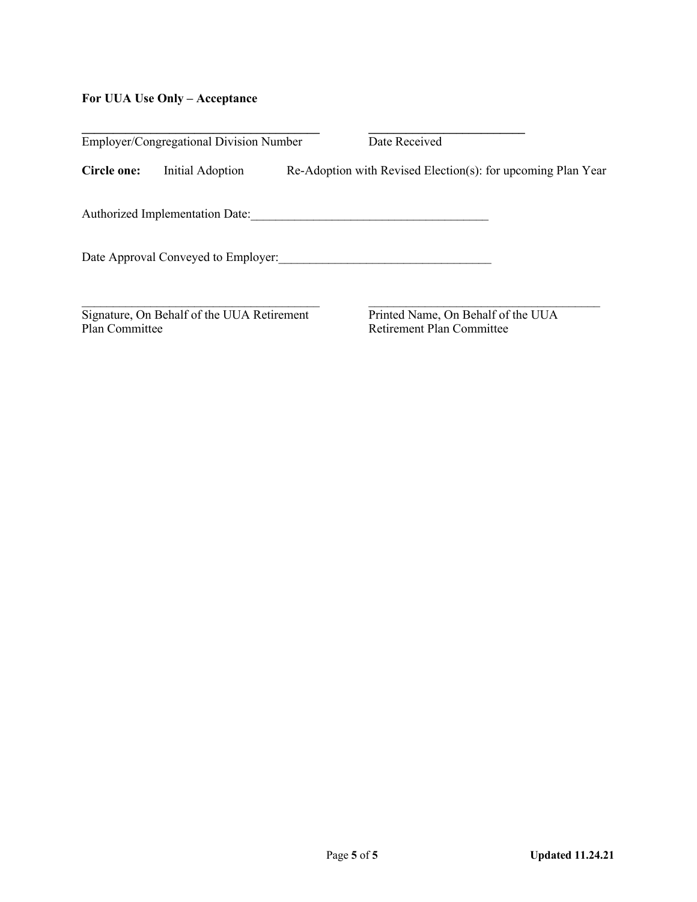**For UUA Use Only – Acceptance**

\_\_\_\_\_\_\_\_\_\_\_\_\_\_\_\_\_\_\_\_\_\_\_\_\_\_\_\_\_\_\_\_\_\_\_\_\_\_
Employer/Congregational Division Number

\_\_\_\_\_\_\_\_\_\_\_\_\_\_\_\_\_\_\_\_\_\_\_\_\_
Date Received

**Circle one:** Initial Adoption Re-Adoption with Revised Election(s): for upcoming Plan Year

Authorized Implementation Date:\_\_\_\_\_\_\_\_\_\_\_\_\_\_\_\_\_\_\_\_\_\_\_\_\_\_\_\_\_\_\_\_\_\_\_\_\_\_

Date Approval Conveyed to Employer:\_\_\_\_\_\_\_\_\_\_\_\_\_\_\_\_\_\_\_\_\_\_\_\_\_\_\_\_\_\_\_\_\_\_

\_\_\_\_\_\_\_\_\_\_\_\_\_\_\_\_\_\_\_\_\_\_\_\_\_\_\_\_\_\_\_\_\_\_\_\_\_\_
Signature, On Behalf of the UUA Retirement Plan Committee

\_\_\_\_\_\_\_\_\_\_\_\_\_\_\_\_\_\_\_\_\_\_\_\_\_\_\_\_\_\_\_\_\_\_\_\_\_\_
Printed Name, On Behalf of the UUA Retirement Plan Committee

**Updated 11.24.21**